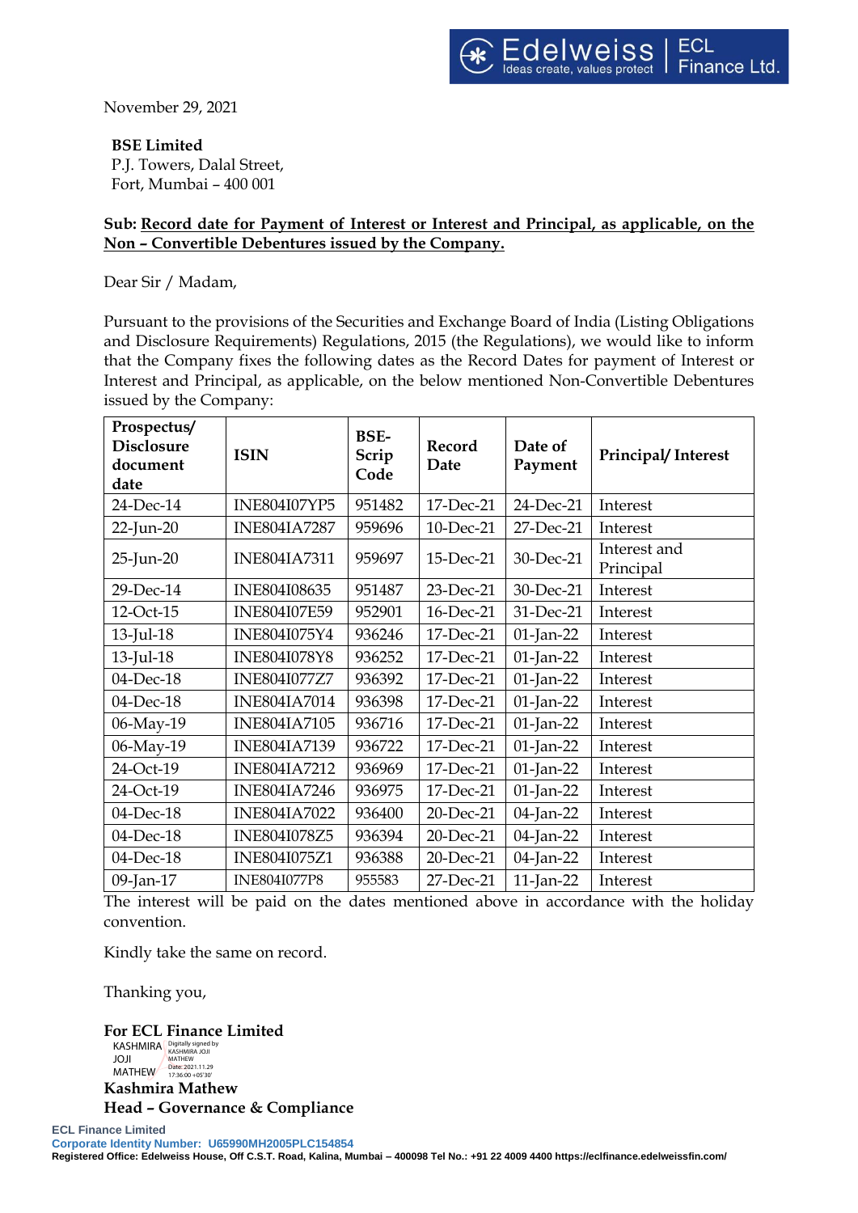November 29, 2021

**BSE Limited**
P.J. Towers, Dalal Street,
Fort, Mumbai – 400 001

**Sub: Record date for Payment of Interest or Interest and Principal, as applicable, on the Non – Convertible Debentures issued by the Company.**

Dear Sir / Madam,

Pursuant to the provisions of the Securities and Exchange Board of India (Listing Obligations and Disclosure Requirements) Regulations, 2015 (the Regulations), we would like to inform that the Company fixes the following dates as the Record Dates for payment of Interest or Interest and Principal, as applicable, on the below mentioned Non-Convertible Debentures issued by the Company:

| Prospectus/ Disclosure document date | ISIN | BSE-Scrip Code | Record Date | Date of Payment | Principal/ Interest |
|---|---|---|---|---|---|
| 24-Dec-14 | INE804I07YP5 | 951482 | 17-Dec-21 | 24-Dec-21 | Interest |
| 22-Jun-20 | INE804IA7287 | 959696 | 10-Dec-21 | 27-Dec-21 | Interest |
| 25-Jun-20 | INE804IA7311 | 959697 | 15-Dec-21 | 30-Dec-21 | Interest and Principal |
| 29-Dec-14 | INE804I08635 | 951487 | 23-Dec-21 | 30-Dec-21 | Interest |
| 12-Oct-15 | INE804I07E59 | 952901 | 16-Dec-21 | 31-Dec-21 | Interest |
| 13-Jul-18 | INE804I075Y4 | 936246 | 17-Dec-21 | 01-Jan-22 | Interest |
| 13-Jul-18 | INE804I078Y8 | 936252 | 17-Dec-21 | 01-Jan-22 | Interest |
| 04-Dec-18 | INE804I077Z7 | 936392 | 17-Dec-21 | 01-Jan-22 | Interest |
| 04-Dec-18 | INE804IA7014 | 936398 | 17-Dec-21 | 01-Jan-22 | Interest |
| 06-May-19 | INE804IA7105 | 936716 | 17-Dec-21 | 01-Jan-22 | Interest |
| 06-May-19 | INE804IA7139 | 936722 | 17-Dec-21 | 01-Jan-22 | Interest |
| 24-Oct-19 | INE804IA7212 | 936969 | 17-Dec-21 | 01-Jan-22 | Interest |
| 24-Oct-19 | INE804IA7246 | 936975 | 17-Dec-21 | 01-Jan-22 | Interest |
| 04-Dec-18 | INE804IA7022 | 936400 | 20-Dec-21 | 04-Jan-22 | Interest |
| 04-Dec-18 | INE804I078Z5 | 936394 | 20-Dec-21 | 04-Jan-22 | Interest |
| 04-Dec-18 | INE804I075Z1 | 936388 | 20-Dec-21 | 04-Jan-22 | Interest |
| 09-Jan-17 | INE804I077P8 | 955583 | 27-Dec-21 | 11-Jan-22 | Interest |

The interest will be paid on the dates mentioned above in accordance with the holiday convention.

Kindly take the same on record.

Thanking you,

**For ECL Finance Limited**

KASHMIRA JOJI MATHEW (Digitally signed by KASHMIRA JOJI MATHEW Date: 2021.11.29 17:36:00 +05'30')

**Kashmira Mathew**
**Head – Governance & Compliance**

**ECL Finance Limited**
**Corporate Identity Number: U65990MH2005PLC154854**
**Registered Office: Edelweiss House, Off C.S.T. Road, Kalina, Mumbai – 400098 Tel No.: +91 22 4009 4400 https://eclfinance.edelweissfin.com/**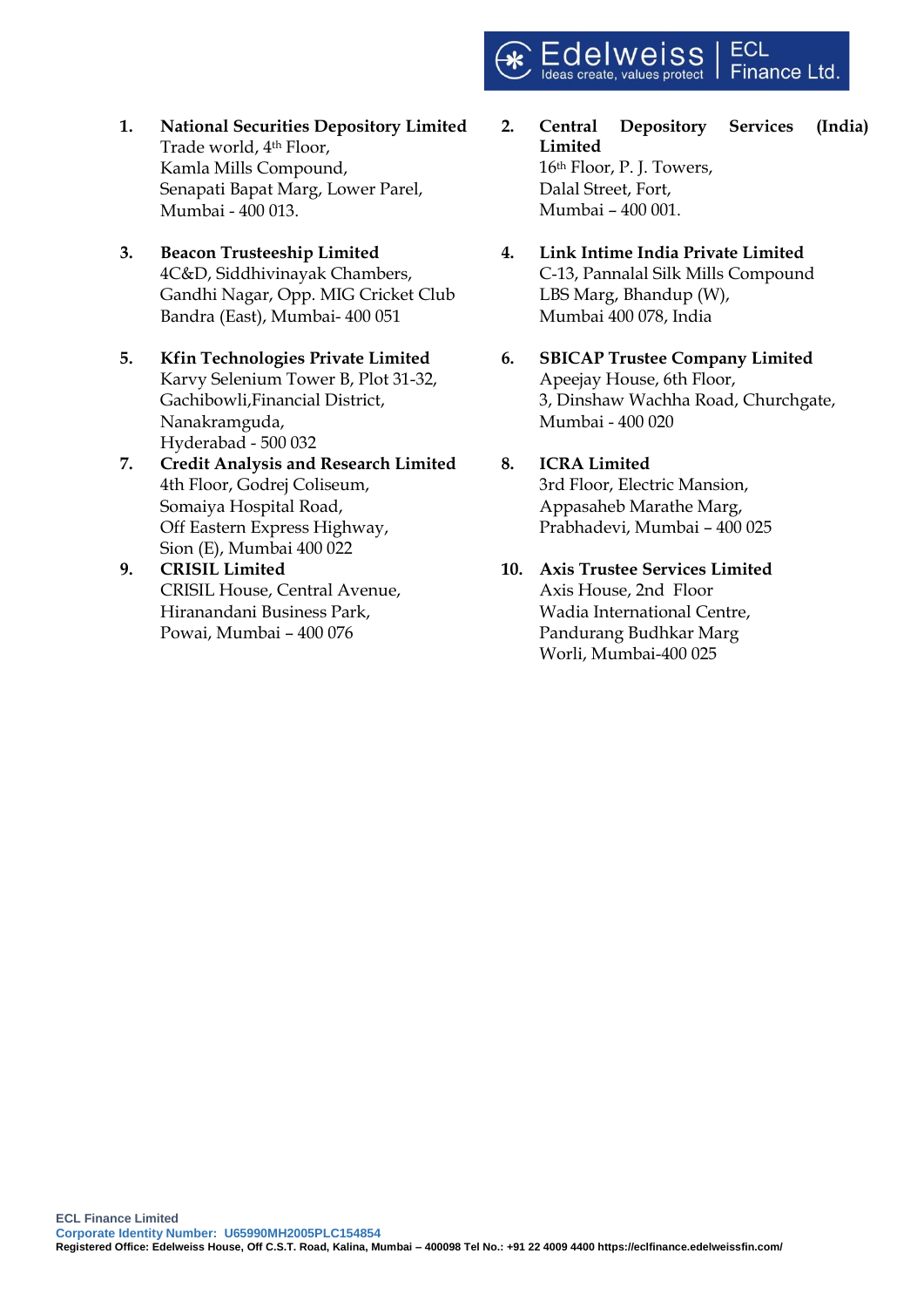1. **National Securities Depository Limited**
   Trade world, 4th Floor,
   Kamla Mills Compound,
   Senapati Bapat Marg, Lower Parel,
   Mumbai - 400 013.

2. **Central Depository Services (India) Limited**
   16th Floor, P. J. Towers,
   Dalal Street, Fort,
   Mumbai – 400 001.

3. **Beacon Trusteeship Limited**
   4C&D, Siddhivinayak Chambers,
   Gandhi Nagar, Opp. MIG Cricket Club
   Bandra (East), Mumbai- 400 051

4. **Link Intime India Private Limited**
   C-13, Pannalal Silk Mills Compound
   LBS Marg, Bhandup (W),
   Mumbai 400 078, India

5. **Kfin Technologies Private Limited**
   Karvy Selenium Tower B, Plot 31-32,
   Gachibowli,Financial District,
   Nanakramguda,
   Hyderabad - 500 032

6. **SBICAP Trustee Company Limited**
   Apeejay House, 6th Floor,
   3, Dinshaw Wachha Road, Churchgate,
   Mumbai - 400 020

7. **Credit Analysis and Research Limited**
   4th Floor, Godrej Coliseum,
   Somaiya Hospital Road,
   Off Eastern Express Highway,
   Sion (E), Mumbai 400 022

8. **ICRA Limited**
   3rd Floor, Electric Mansion,
   Appasaheb Marathe Marg,
   Prabhadevi, Mumbai – 400 025

9. **CRISIL Limited**
   CRISIL House, Central Avenue,
   Hiranandani Business Park,
   Powai, Mumbai – 400 076

10. **Axis Trustee Services Limited**
    Axis House, 2nd Floor
    Wadia International Centre,
    Pandurang Budhkar Marg
    Worli, Mumbai-400 025